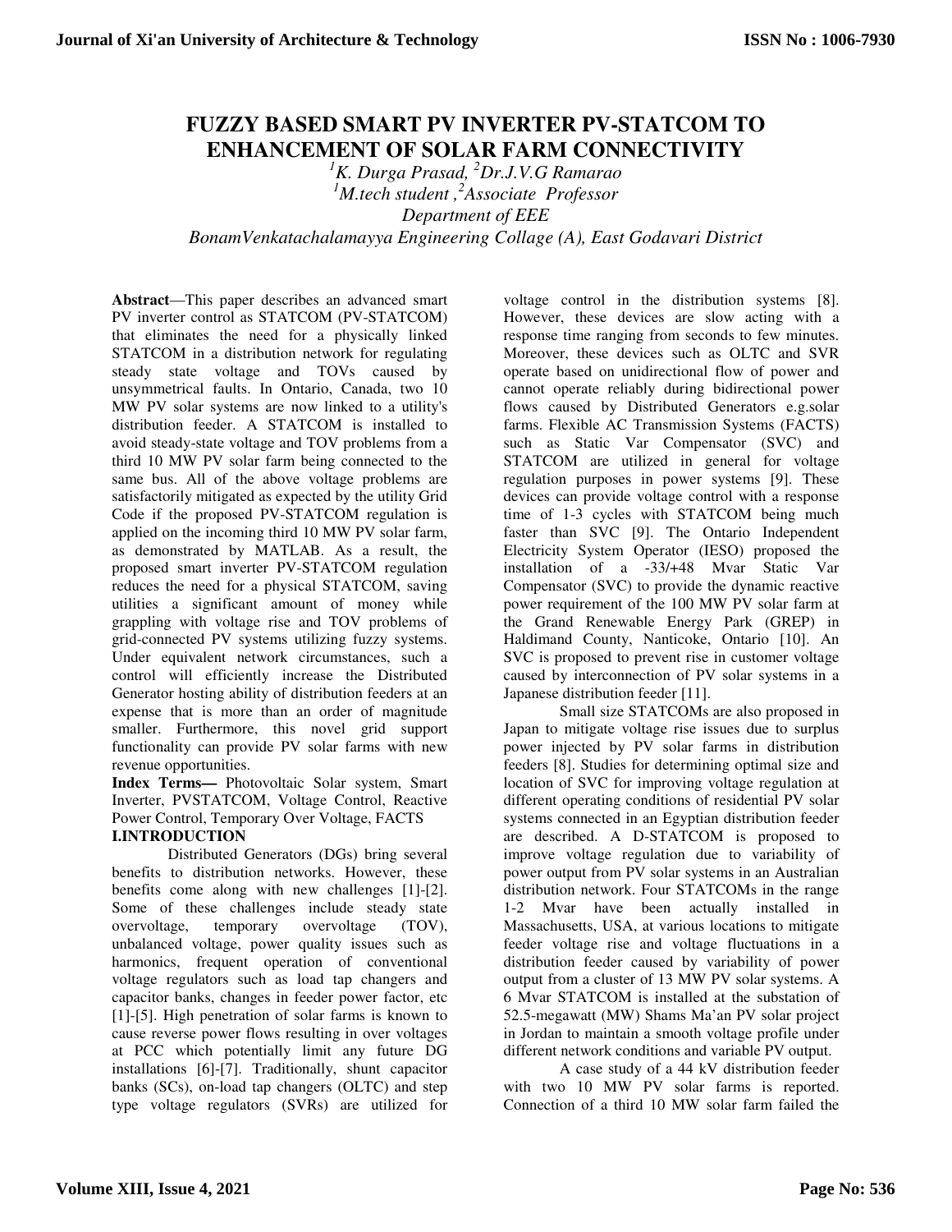# FUZZY BASED SMART PV INVERTER PV-STATCOM TO ENHANCEMENT OF SOLAR FARM CONNECTIVITY

[1]*K. Durga Prasad*, [2]*Dr.J.V.G Ramarao*

[1]*M.tech student*, [2]*Associate Professor*

*Department of EEE*

*BonamVenkatachalamayya Engineering Collage (A), East Godavari District*

**Abstract**—This paper describes an advanced smart PV inverter control as STATCOM (PV-STATCOM) that eliminates the need for a physically linked STATCOM in a distribution network for regulating steady state voltage and TOVs caused by unsymmetrical faults. In Ontario, Canada, two 10 MW PV solar systems are now linked to a utility's distribution feeder. A STATCOM is installed to avoid steady-state voltage and TOV problems from a third 10 MW PV solar farm being connected to the same bus. All of the above voltage problems are satisfactorily mitigated as expected by the utility Grid Code if the proposed PV-STATCOM regulation is applied on the incoming third 10 MW PV solar farm, as demonstrated by MATLAB. As a result, the proposed smart inverter PV-STATCOM regulation reduces the need for a physical STATCOM, saving utilities a significant amount of money while grappling with voltage rise and TOV problems of grid-connected PV systems utilizing fuzzy systems. Under equivalent network circumstances, such a control will efficiently increase the Distributed Generator hosting ability of distribution feeders at an expense that is more than an order of magnitude smaller. Furthermore, this novel grid support functionality can provide PV solar farms with new revenue opportunities.

**Index Terms—** Photovoltaic Solar system, Smart Inverter, PVSTATCOM, Voltage Control, Reactive Power Control, Temporary Over Voltage, FACTS

## I.INTRODUCTION

Distributed Generators (DGs) bring several benefits to distribution networks. However, these benefits come along with new challenges [1]-[2]. Some of these challenges include steady state overvoltage, temporary overvoltage (TOV), unbalanced voltage, power quality issues such as harmonics, frequent operation of conventional voltage regulators such as load tap changers and capacitor banks, changes in feeder power factor, etc [1]-[5]. High penetration of solar farms is known to cause reverse power flows resulting in over voltages at PCC which potentially limit any future DG installations [6]-[7]. Traditionally, shunt capacitor banks (SCs), on-load tap changers (OLTC) and step type voltage regulators (SVRs) are utilized for voltage control in the distribution systems [8]. However, these devices are slow acting with a response time ranging from seconds to few minutes. Moreover, these devices such as OLTC and SVR operate based on unidirectional flow of power and cannot operate reliably during bidirectional power flows caused by Distributed Generators e.g.solar farms. Flexible AC Transmission Systems (FACTS) such as Static Var Compensator (SVC) and STATCOM are utilized in general for voltage regulation purposes in power systems [9]. These devices can provide voltage control with a response time of 1-3 cycles with STATCOM being much faster than SVC [9]. The Ontario Independent Electricity System Operator (IESO) proposed the installation of a -33/+48 Mvar Static Var Compensator (SVC) to provide the dynamic reactive power requirement of the 100 MW PV solar farm at the Grand Renewable Energy Park (GREP) in Haldimand County, Nanticoke, Ontario [10]. An SVC is proposed to prevent rise in customer voltage caused by interconnection of PV solar systems in a Japanese distribution feeder [11].

Small size STATCOMs are also proposed in Japan to mitigate voltage rise issues due to surplus power injected by PV solar farms in distribution feeders [8]. Studies for determining optimal size and location of SVC for improving voltage regulation at different operating conditions of residential PV solar systems connected in an Egyptian distribution feeder are described. A D-STATCOM is proposed to improve voltage regulation due to variability of power output from PV solar systems in an Australian distribution network. Four STATCOMs in the range 1-2 Mvar have been actually installed in Massachusetts, USA, at various locations to mitigate feeder voltage rise and voltage fluctuations in a distribution feeder caused by variability of power output from a cluster of 13 MW PV solar systems. A 6 Mvar STATCOM is installed at the substation of 52.5-megawatt (MW) Shams Ma'an PV solar project in Jordan to maintain a smooth voltage profile under different network conditions and variable PV output.

A case study of a 44 kV distribution feeder with two 10 MW PV solar farms is reported. Connection of a third 10 MW solar farm failed the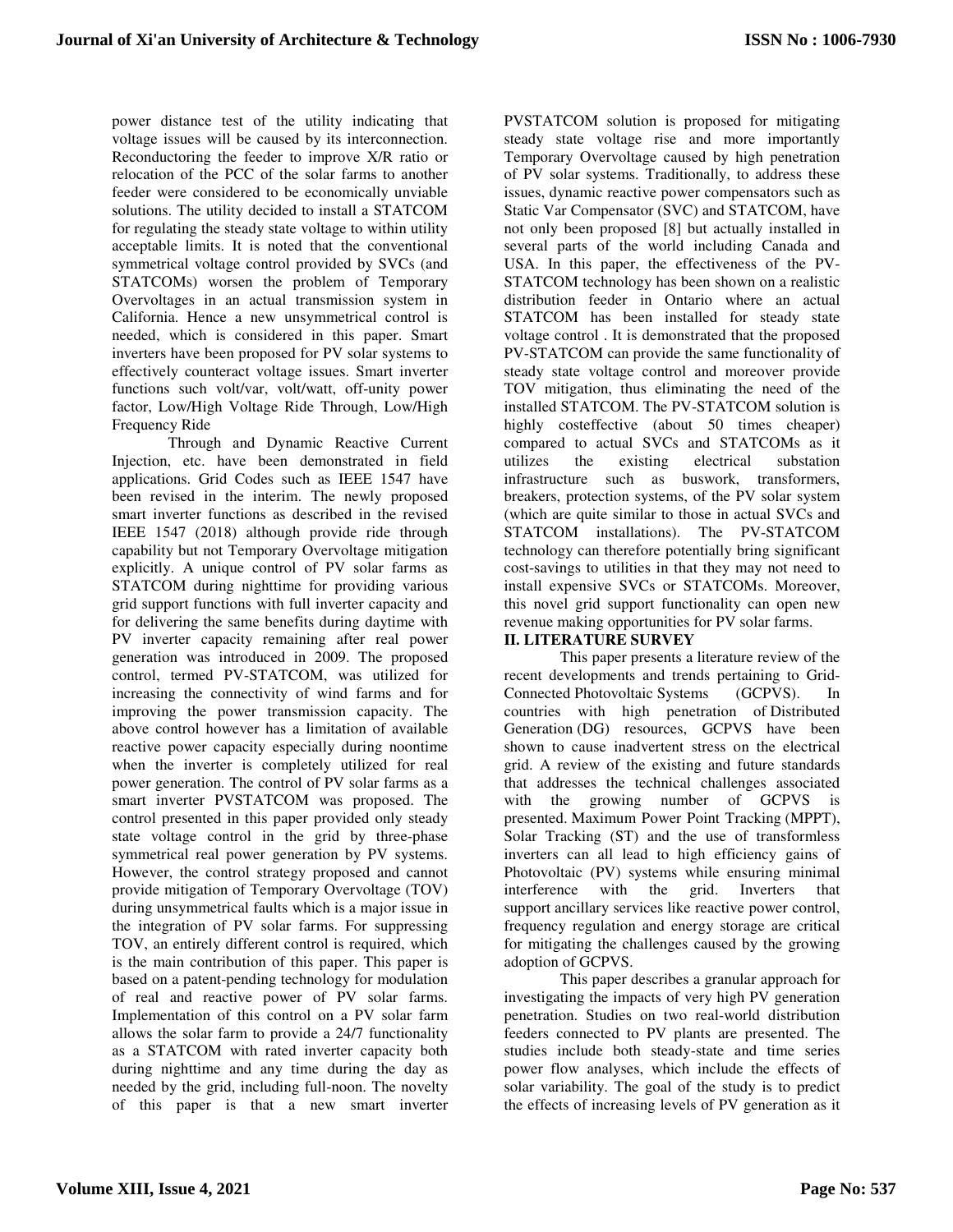power distance test of the utility indicating that voltage issues will be caused by its interconnection. Reconductoring the feeder to improve X/R ratio or relocation of the PCC of the solar farms to another feeder were considered to be economically unviable solutions. The utility decided to install a STATCOM for regulating the steady state voltage to within utility acceptable limits. It is noted that the conventional symmetrical voltage control provided by SVCs (and STATCOMs) worsen the problem of Temporary Overvoltages in an actual transmission system in California. Hence a new unsymmetrical control is needed, which is considered in this paper. Smart inverters have been proposed for PV solar systems to effectively counteract voltage issues. Smart inverter functions such volt/var, volt/watt, off-unity power factor, Low/High Voltage Ride Through, Low/High Frequency Ride

Through and Dynamic Reactive Current Injection, etc. have been demonstrated in field applications. Grid Codes such as IEEE 1547 have been revised in the interim. The newly proposed smart inverter functions as described in the revised IEEE 1547 (2018) although provide ride through capability but not Temporary Overvoltage mitigation explicitly. A unique control of PV solar farms as STATCOM during nighttime for providing various grid support functions with full inverter capacity and for delivering the same benefits during daytime with PV inverter capacity remaining after real power generation was introduced in 2009. The proposed control, termed PV-STATCOM, was utilized for increasing the connectivity of wind farms and for improving the power transmission capacity. The above control however has a limitation of available reactive power capacity especially during noontime when the inverter is completely utilized for real power generation. The control of PV solar farms as a smart inverter PVSTATCOM was proposed. The control presented in this paper provided only steady state voltage control in the grid by three-phase symmetrical real power generation by PV systems. However, the control strategy proposed and cannot provide mitigation of Temporary Overvoltage (TOV) during unsymmetrical faults which is a major issue in the integration of PV solar farms. For suppressing TOV, an entirely different control is required, which is the main contribution of this paper. This paper is based on a patent-pending technology for modulation of real and reactive power of PV solar farms. Implementation of this control on a PV solar farm allows the solar farm to provide a 24/7 functionality as a STATCOM with rated inverter capacity both during nighttime and any time during the day as needed by the grid, including full-noon. The novelty of this paper is that a new smart inverter PVSTATCOM solution is proposed for mitigating steady state voltage rise and more importantly Temporary Overvoltage caused by high penetration of PV solar systems. Traditionally, to address these issues, dynamic reactive power compensators such as Static Var Compensator (SVC) and STATCOM, have not only been proposed [8] but actually installed in several parts of the world including Canada and USA. In this paper, the effectiveness of the PV-STATCOM technology has been shown on a realistic distribution feeder in Ontario where an actual STATCOM has been installed for steady state voltage control . It is demonstrated that the proposed PV-STATCOM can provide the same functionality of steady state voltage control and moreover provide TOV mitigation, thus eliminating the need of the installed STATCOM. The PV-STATCOM solution is highly costeffective (about 50 times cheaper) compared to actual SVCs and STATCOMs as it utilizes the existing electrical substation infrastructure such as buswork, transformers, breakers, protection systems, of the PV solar system (which are quite similar to those in actual SVCs and STATCOM installations). The PV-STATCOM technology can therefore potentially bring significant cost-savings to utilities in that they may not need to install expensive SVCs or STATCOMs. Moreover, this novel grid support functionality can open new revenue making opportunities for PV solar farms.

## II. LITERATURE SURVEY

This paper presents a literature review of the recent developments and trends pertaining to Grid-Connected Photovoltaic Systems (GCPVS). In countries with high penetration of Distributed Generation (DG) resources, GCPVS have been shown to cause inadvertent stress on the electrical grid. A review of the existing and future standards that addresses the technical challenges associated with the growing number of GCPVS is presented. Maximum Power Point Tracking (MPPT), Solar Tracking (ST) and the use of transformless inverters can all lead to high efficiency gains of Photovoltaic (PV) systems while ensuring minimal interference with the grid. Inverters that support ancillary services like reactive power control, frequency regulation and energy storage are critical for mitigating the challenges caused by the growing adoption of GCPVS.

This paper describes a granular approach for investigating the impacts of very high PV generation penetration. Studies on two real-world distribution feeders connected to PV plants are presented. The studies include both steady-state and time series power flow analyses, which include the effects of solar variability. The goal of the study is to predict the effects of increasing levels of PV generation as it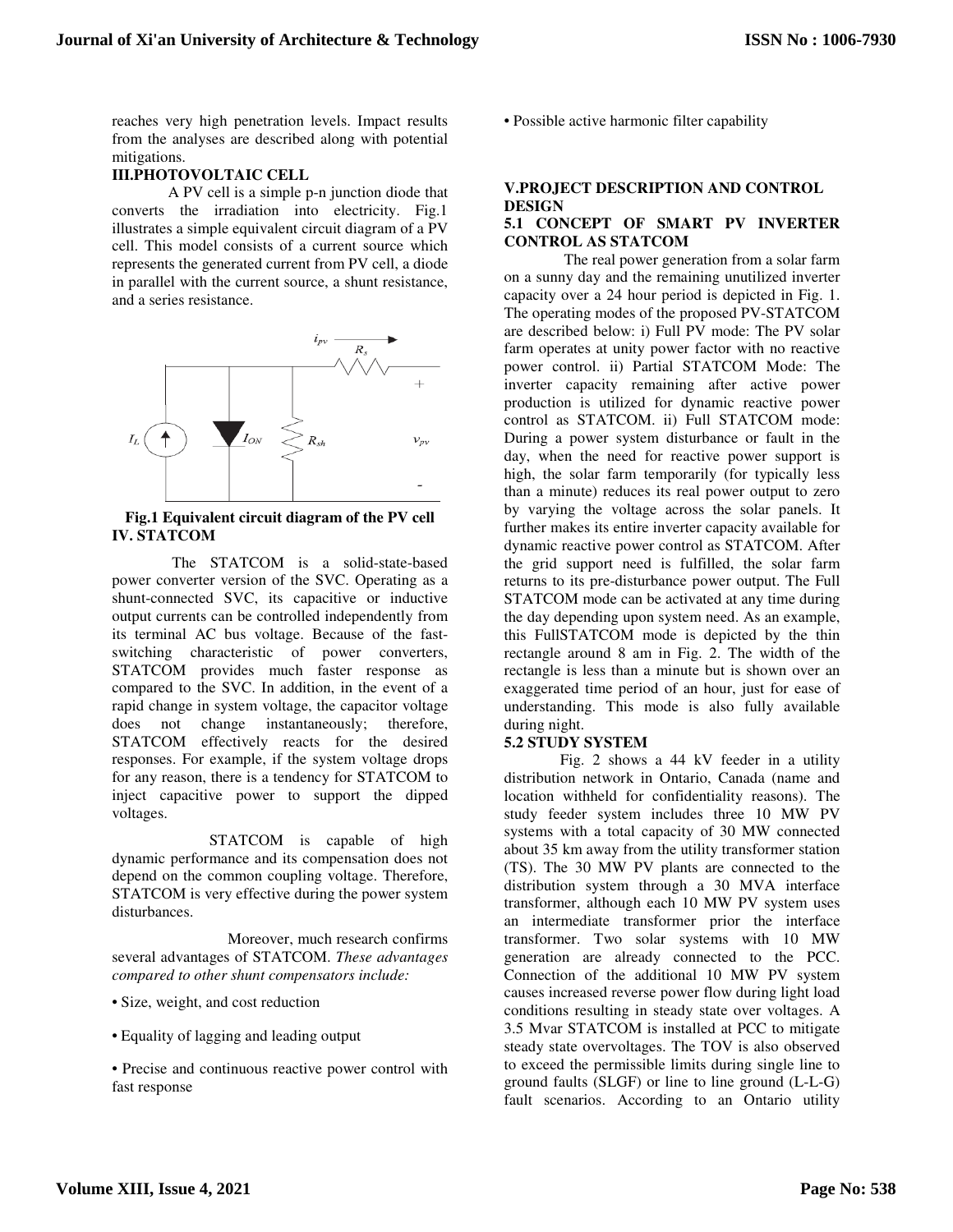reaches very high penetration levels. Impact results from the analyses are described along with potential mitigations.

## III.PHOTOVOLTAIC CELL

A PV cell is a simple p-n junction diode that converts the irradiation into electricity. Fig.1 illustrates a simple equivalent circuit diagram of a PV cell. This model consists of a current source which represents the generated current from PV cell, a diode in parallel with the current source, a shunt resistance, and a series resistance.

**Fig.1 Equivalent circuit diagram of the PV cell**

## IV. STATCOM

The STATCOM is a solid-state-based power converter version of the SVC. Operating as a shunt-connected SVC, its capacitive or inductive output currents can be controlled independently from its terminal AC bus voltage. Because of the fast-switching characteristic of power converters, STATCOM provides much faster response as compared to the SVC. In addition, in the event of a rapid change in system voltage, the capacitor voltage does not change instantaneously; therefore, STATCOM effectively reacts for the desired responses. For example, if the system voltage drops for any reason, there is a tendency for STATCOM to inject capacitive power to support the dipped voltages.

STATCOM is capable of high dynamic performance and its compensation does not depend on the common coupling voltage. Therefore, STATCOM is very effective during the power system disturbances.

Moreover, much research confirms several advantages of STATCOM. *These advantages compared to other shunt compensators include:*

- Size, weight, and cost reduction
- Equality of lagging and leading output
- Precise and continuous reactive power control with fast response
- Possible active harmonic filter capability

## V.PROJECT DESCRIPTION AND CONTROL DESIGN

### 5.1 CONCEPT OF SMART PV INVERTER CONTROL AS STATCOM

The real power generation from a solar farm on a sunny day and the remaining unutilized inverter capacity over a 24 hour period is depicted in Fig. 1. The operating modes of the proposed PV-STATCOM are described below: i) Full PV mode: The PV solar farm operates at unity power factor with no reactive power control. ii) Partial STATCOM Mode: The inverter capacity remaining after active power production is utilized for dynamic reactive power control as STATCOM. ii) Full STATCOM mode: During a power system disturbance or fault in the day, when the need for reactive power support is high, the solar farm temporarily (for typically less than a minute) reduces its real power output to zero by varying the voltage across the solar panels. It further makes its entire inverter capacity available for dynamic reactive power control as STATCOM. After the grid support need is fulfilled, the solar farm returns to its pre-disturbance power output. The Full STATCOM mode can be activated at any time during the day depending upon system need. As an example, this FullSTATCOM mode is depicted by the thin rectangle around 8 am in Fig. 2. The width of the rectangle is less than a minute but is shown over an exaggerated time period of an hour, just for ease of understanding. This mode is also fully available during night.

### 5.2 STUDY SYSTEM

Fig. 2 shows a 44 kV feeder in a utility distribution network in Ontario, Canada (name and location withheld for confidentiality reasons). The study feeder system includes three 10 MW PV systems with a total capacity of 30 MW connected about 35 km away from the utility transformer station (TS). The 30 MW PV plants are connected to the distribution system through a 30 MVA interface transformer, although each 10 MW PV system uses an intermediate transformer prior the interface transformer. Two solar systems with 10 MW generation are already connected to the PCC. Connection of the additional 10 MW PV system causes increased reverse power flow during light load conditions resulting in steady state over voltages. A 3.5 Mvar STATCOM is installed at PCC to mitigate steady state overvoltages. The TOV is also observed to exceed the permissible limits during single line to ground faults (SLGF) or line to line ground (L-L-G) fault scenarios. According to an Ontario utility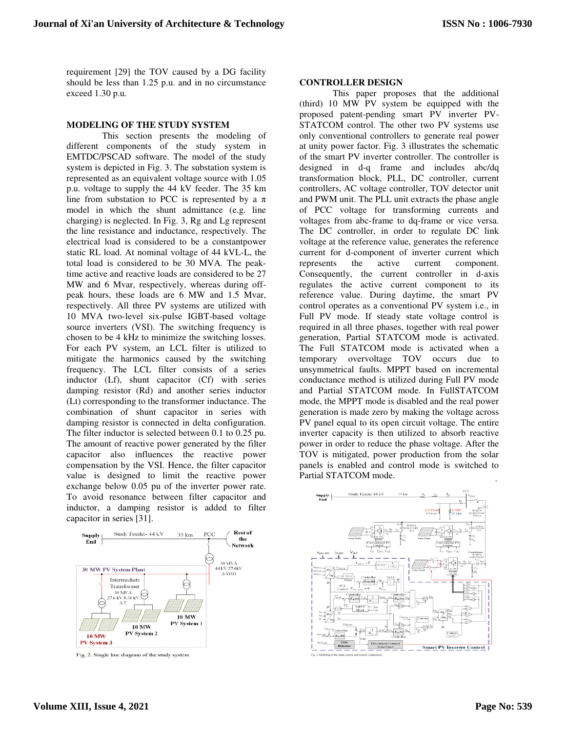requirement [29] the TOV caused by a DG facility should be less than 1.25 p.u. and in no circumstance exceed 1.30 p.u.

## MODELING OF THE STUDY SYSTEM

This section presents the modeling of different components of the study system in EMTDC/PSCAD software. The model of the study system is depicted in Fig. 3. The substation system is represented as an equivalent voltage source with 1.05 p.u. voltage to supply the 44 kV feeder. The 35 km line from substation to PCC is represented by a π model in which the shunt admittance (e.g. line charging) is neglected. In Fig. 3, Rg and Lg represent the line resistance and inductance, respectively. The electrical load is considered to be a constantpower static RL load. At nominal voltage of 44 kVL-L, the total load is considered to be 30 MVA. The peak-time active and reactive loads are considered to be 27 MW and 6 Mvar, respectively, whereas during off-peak hours, these loads are 6 MW and 1.5 Mvar, respectively. All three PV systems are utilized with 10 MVA two-level six-pulse IGBT-based voltage source inverters (VSI). The switching frequency is chosen to be 4 kHz to minimize the switching losses. For each PV system, an LCL filter is utilized to mitigate the harmonics caused by the switching frequency. The LCL filter consists of a series inductor (Lf), shunt capacitor (Cf) with series damping resistor (Rd) and another series inductor (Lt) corresponding to the transformer inductance. The combination of shunt capacitor in series with damping resistor is connected in delta configuration. The filter inductor is selected between 0.1 to 0.25 pu. The amount of reactive power generated by the filter capacitor also influences the reactive power compensation by the VSI. Hence, the filter capacitor value is designed to limit the reactive power exchange below 0.05 pu of the inverter power rate. To avoid resonance between filter capacitor and inductor, a damping resistor is added to filter capacitor in series [31].

Fig. 2. Single line diagram of the study system

## CONTROLLER DESIGN

This paper proposes that the additional (third) 10 MW PV system be equipped with the proposed patent-pending smart PV inverter PV-STATCOM control. The other two PV systems use only conventional controllers to generate real power at unity power factor. Fig. 3 illustrates the schematic of the smart PV inverter controller. The controller is designed in d-q frame and includes abc/dq transformation block, PLL, DC controller, current controllers, AC voltage controller, TOV detector unit and PWM unit. The PLL unit extracts the phase angle of PCC voltage for transforming currents and voltages from abc-frame to dq-frame or vice versa. The DC controller, in order to regulate DC link voltage at the reference value, generates the reference current for d-component of inverter current which represents the active current component. Consequently, the current controller in d-axis regulates the active current component to its reference value. During daytime, the smart PV control operates as a conventional PV system i.e., in Full PV mode. If steady state voltage control is required in all three phases, together with real power generation, Partial STATCOM mode is activated. The Full STATCOM mode is activated when a temporary overvoltage TOV occurs due to unsymmetrical faults. MPPT based on incremental conductance method is utilized during Full PV mode and Partial STATCOM mode. In FullSTATCOM mode, the MPPT mode is disabled and the real power generation is made zero by making the voltage across PV panel equal to its open circuit voltage. The entire inverter capacity is then utilized to absorb reactive power in order to reduce the phase voltage. After the TOV is mitigated, power production from the solar panels is enabled and control mode is switched to Partial STATCOM mode.

Fig. 3. Modeling of the study system and control components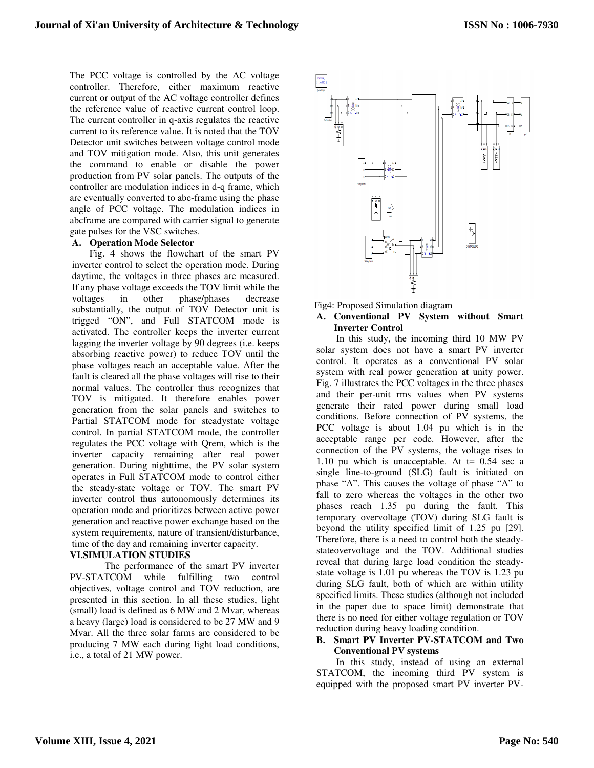The PCC voltage is controlled by the AC voltage controller. Therefore, either maximum reactive current or output of the AC voltage controller defines the reference value of reactive current control loop. The current controller in q-axis regulates the reactive current to its reference value. It is noted that the TOV Detector unit switches between voltage control mode and TOV mitigation mode. Also, this unit generates the command to enable or disable the power production from PV solar panels. The outputs of the controller are modulation indices in d-q frame, which are eventually converted to abc-frame using the phase angle of PCC voltage. The modulation indices in abcframe are compared with carrier signal to generate gate pulses for the VSC switches.

### A. Operation Mode Selector

Fig. 4 shows the flowchart of the smart PV inverter control to select the operation mode. During daytime, the voltages in three phases are measured. If any phase voltage exceeds the TOV limit while the voltages in other phase/phases decrease substantially, the output of TOV Detector unit is trigged "ON", and Full STATCOM mode is activated. The controller keeps the inverter current lagging the inverter voltage by 90 degrees (i.e. keeps absorbing reactive power) to reduce TOV until the phase voltages reach an acceptable value. After the fault is cleared all the phase voltages will rise to their normal values. The controller thus recognizes that TOV is mitigated. It therefore enables power generation from the solar panels and switches to Partial STATCOM mode for steadystate voltage control. In partial STATCOM mode, the controller regulates the PCC voltage with Qrem, which is the inverter capacity remaining after real power generation. During nighttime, the PV solar system operates in Full STATCOM mode to control either the steady-state voltage or TOV. The smart PV inverter control thus autonomously determines its operation mode and prioritizes between active power generation and reactive power exchange based on the system requirements, nature of transient/disturbance, time of the day and remaining inverter capacity.

## VI. SIMULATION STUDIES

The performance of the smart PV inverter PV-STATCOM while fulfilling two control objectives, voltage control and TOV reduction, are presented in this section. In all these studies, light (small) load is defined as 6 MW and 2 Mvar, whereas a heavy (large) load is considered to be 27 MW and 9 Mvar. All the three solar farms are considered to be producing 7 MW each during light load conditions, i.e., a total of 21 MW power.

Fig4: Proposed Simulation diagram

### A. Conventional PV System without Smart Inverter Control

In this study, the incoming third 10 MW PV solar system does not have a smart PV inverter control. It operates as a conventional PV solar system with real power generation at unity power. Fig. 7 illustrates the PCC voltages in the three phases and their per-unit rms values when PV systems generate their rated power during small load conditions. Before connection of PV systems, the PCC voltage is about 1.04 pu which is in the acceptable range per code. However, after the connection of the PV systems, the voltage rises to 1.10 pu which is unacceptable. At t= 0.54 sec a single line-to-ground (SLG) fault is initiated on phase "A". This causes the voltage of phase "A" to fall to zero whereas the voltages in the other two phases reach 1.35 pu during the fault. This temporary overvoltage (TOV) during SLG fault is beyond the utility specified limit of 1.25 pu [29]. Therefore, there is a need to control both the steady-stateovervoltage and the TOV. Additional studies reveal that during large load condition the steady-state voltage is 1.01 pu whereas the TOV is 1.23 pu during SLG fault, both of which are within utility specified limits. These studies (although not included in the paper due to space limit) demonstrate that there is no need for either voltage regulation or TOV reduction during heavy loading condition.

### B. Smart PV Inverter PV-STATCOM and Two Conventional PV systems

In this study, instead of using an external STATCOM, the incoming third PV system is equipped with the proposed smart PV inverter PV-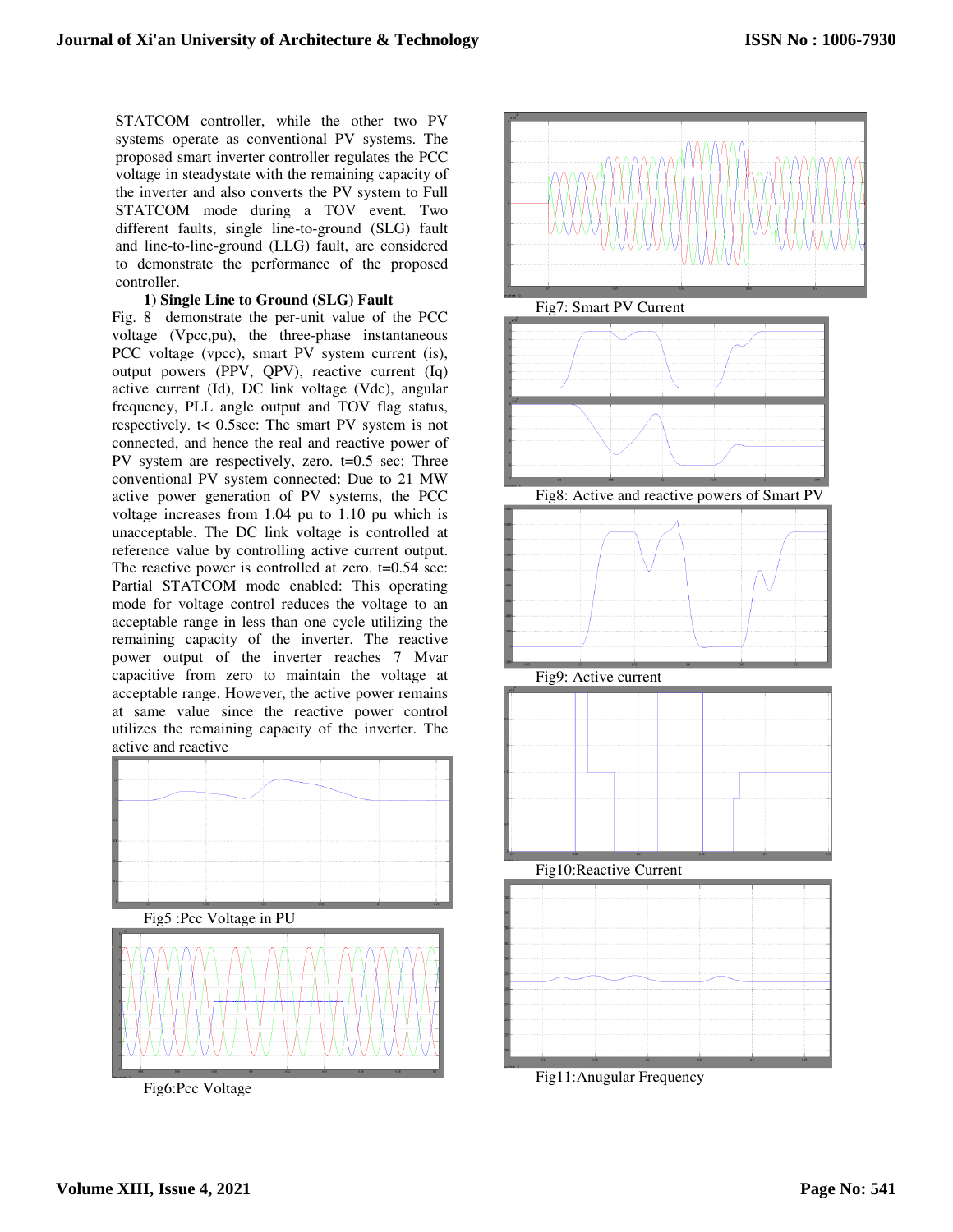STATCOM controller, while the other two PV systems operate as conventional PV systems. The proposed smart inverter controller regulates the PCC voltage in steadystate with the remaining capacity of the inverter and also converts the PV system to Full STATCOM mode during a TOV event. Two different faults, single line-to-ground (SLG) fault and line-to-line-ground (LLG) fault, are considered to demonstrate the performance of the proposed controller.

**1) Single Line to Ground (SLG) Fault**

Fig. 8 demonstrate the per-unit value of the PCC voltage (Vpcc,pu), the three-phase instantaneous PCC voltage (vpcc), smart PV system current (is), output powers (PPV, QPV), reactive current (Iq) active current (Id), DC link voltage (Vdc), angular frequency, PLL angle output and TOV flag status, respectively. t< 0.5sec: The smart PV system is not connected, and hence the real and reactive power of PV system are respectively, zero. t=0.5 sec: Three conventional PV system connected: Due to 21 MW active power generation of PV systems, the PCC voltage increases from 1.04 pu to 1.10 pu which is unacceptable. The DC link voltage is controlled at reference value by controlling active current output. The reactive power is controlled at zero. t=0.54 sec: Partial STATCOM mode enabled: This operating mode for voltage control reduces the voltage to an acceptable range in less than one cycle utilizing the remaining capacity of the inverter. The reactive power output of the inverter reaches 7 Mvar capacitive from zero to maintain the voltage at acceptable range. However, the active power remains at same value since the reactive power control utilizes the remaining capacity of the inverter. The active and reactive

Fig5 :Pcc Voltage in PU

Fig6:Pcc Voltage

Fig7: Smart PV Current

Fig8: Active and reactive powers of Smart PV

Fig9: Active current

Fig10:Reactive Current

Fig11:Anugular Frequency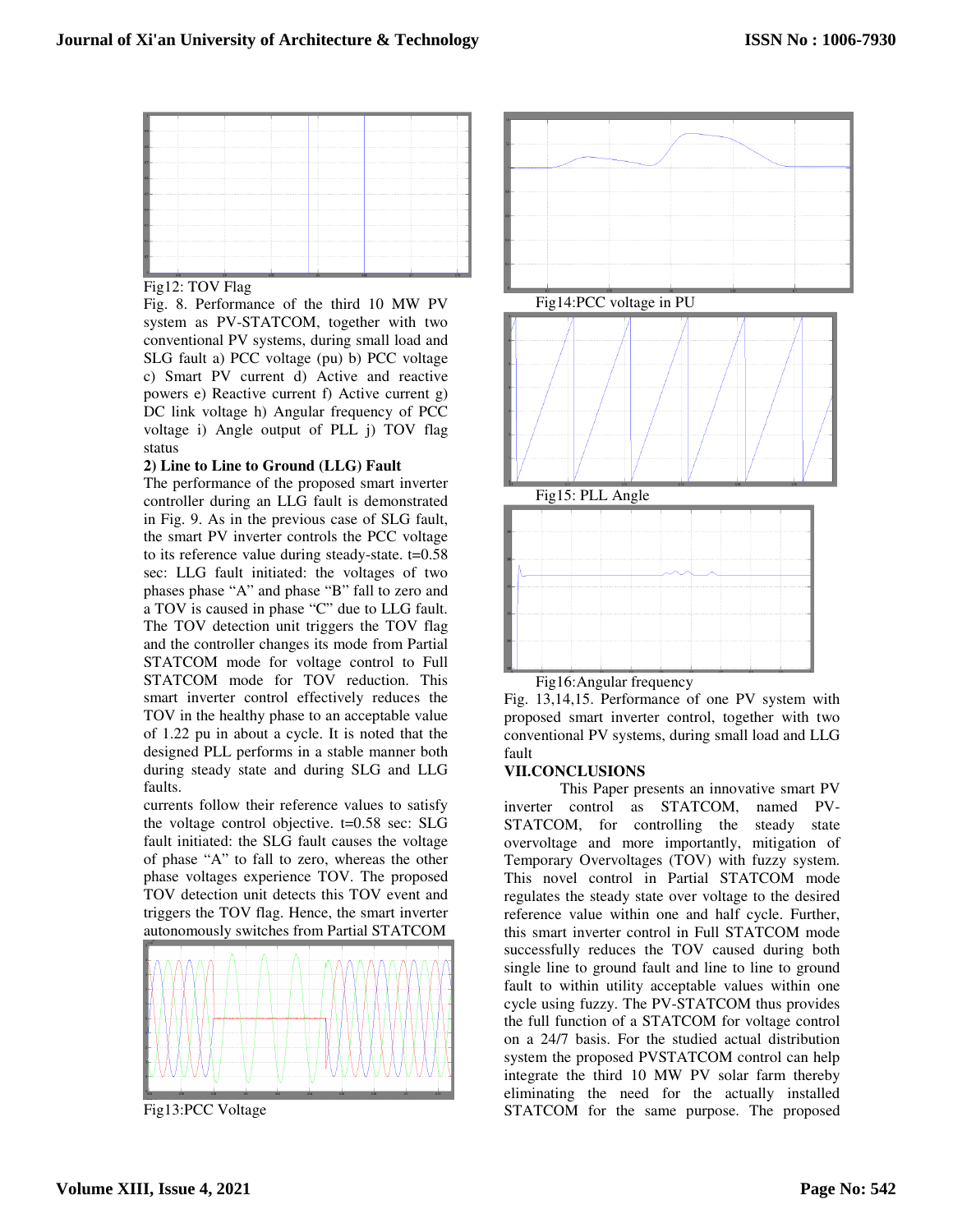Fig12: TOV Flag

Fig. 8. Performance of the third 10 MW PV system as PV-STATCOM, together with two conventional PV systems, during small load and SLG fault a) PCC voltage (pu) b) PCC voltage c) Smart PV current d) Active and reactive powers e) Reactive current f) Active current g) DC link voltage h) Angular frequency of PCC voltage i) Angle output of PLL j) TOV flag status

**2) Line to Line to Ground (LLG) Fault**

The performance of the proposed smart inverter controller during an LLG fault is demonstrated in Fig. 9. As in the previous case of SLG fault, the smart PV inverter controls the PCC voltage to its reference value during steady-state. t=0.58 sec: LLG fault initiated: the voltages of two phases phase "A" and phase "B" fall to zero and a TOV is caused in phase "C" due to LLG fault. The TOV detection unit triggers the TOV flag and the controller changes its mode from Partial STATCOM mode for voltage control to Full STATCOM mode for TOV reduction. This smart inverter control effectively reduces the TOV in the healthy phase to an acceptable value of 1.22 pu in about a cycle. It is noted that the designed PLL performs in a stable manner both during steady state and during SLG and LLG faults.

currents follow their reference values to satisfy the voltage control objective. t=0.58 sec: SLG fault initiated: the SLG fault causes the voltage of phase "A" to fall to zero, whereas the other phase voltages experience TOV. The proposed TOV detection unit detects this TOV event and triggers the TOV flag. Hence, the smart inverter autonomously switches from Partial STATCOM

Fig13:PCC Voltage

Fig14:PCC voltage in PU

Fig15: PLL Angle

Fig16:Angular frequency

Fig. 13,14,15. Performance of one PV system with proposed smart inverter control, together with two conventional PV systems, during small load and LLG fault

## VII.CONCLUSIONS

This Paper presents an innovative smart PV inverter control as STATCOM, named PV-STATCOM, for controlling the steady state overvoltage and more importantly, mitigation of Temporary Overvoltages (TOV) with fuzzy system. This novel control in Partial STATCOM mode regulates the steady state over voltage to the desired reference value within one and half cycle. Further, this smart inverter control in Full STATCOM mode successfully reduces the TOV caused during both single line to ground fault and line to line to ground fault to within utility acceptable values within one cycle using fuzzy. The PV-STATCOM thus provides the full function of a STATCOM for voltage control on a 24/7 basis. For the studied actual distribution system the proposed PVSTATCOM control can help integrate the third 10 MW PV solar farm thereby eliminating the need for the actually installed STATCOM for the same purpose. The proposed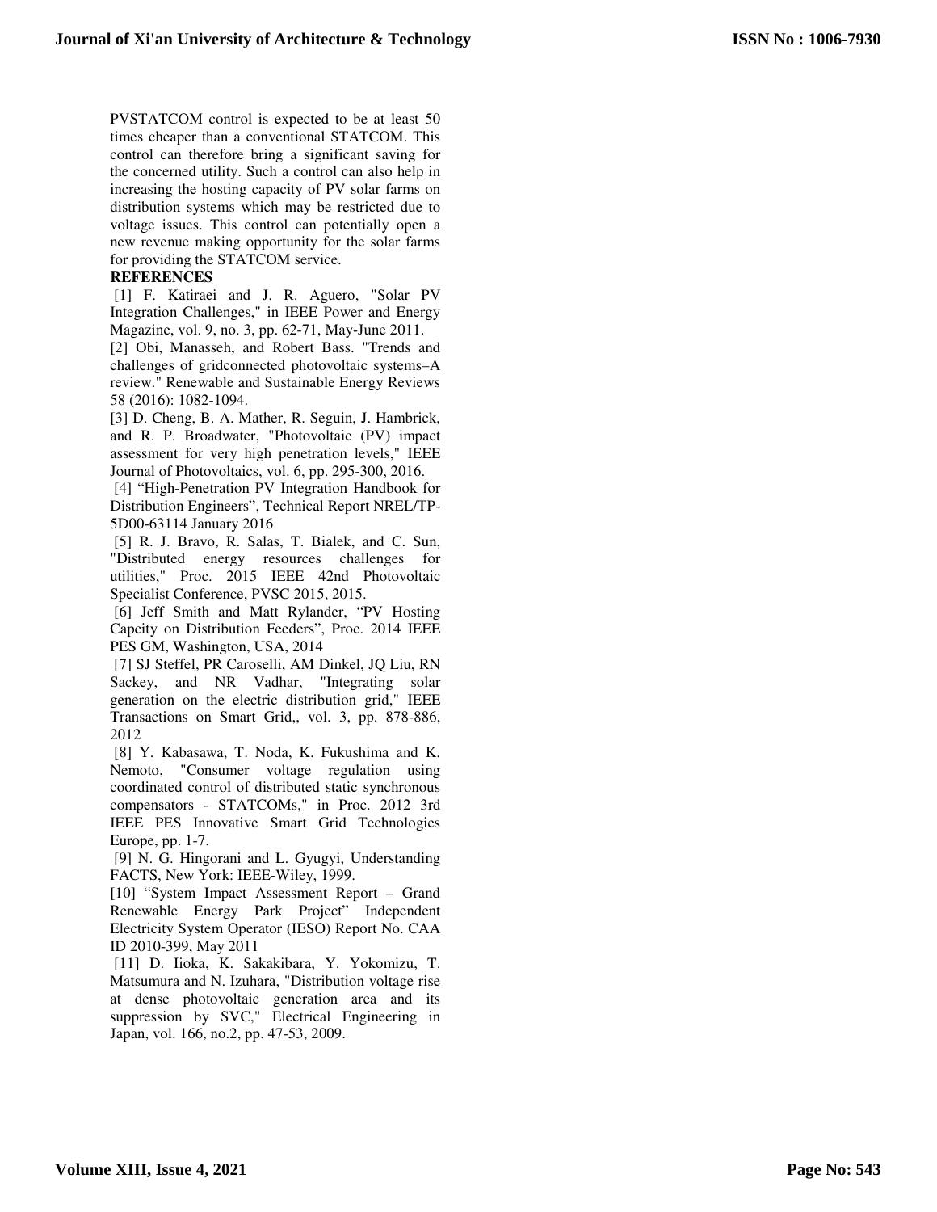PVSTATCOM control is expected to be at least 50 times cheaper than a conventional STATCOM. This control can therefore bring a significant saving for the concerned utility. Such a control can also help in increasing the hosting capacity of PV solar farms on distribution systems which may be restricted due to voltage issues. This control can potentially open a new revenue making opportunity for the solar farms for providing the STATCOM service.

## REFERENCES

[1] F. Katiraei and J. R. Aguero, "Solar PV Integration Challenges," in IEEE Power and Energy Magazine, vol. 9, no. 3, pp. 62-71, May-June 2011.

[2] Obi, Manasseh, and Robert Bass. "Trends and challenges of gridconnected photovoltaic systems–A review." Renewable and Sustainable Energy Reviews 58 (2016): 1082-1094.

[3] D. Cheng, B. A. Mather, R. Seguin, J. Hambrick, and R. P. Broadwater, "Photovoltaic (PV) impact assessment for very high penetration levels," IEEE Journal of Photovoltaics, vol. 6, pp. 295-300, 2016.

[4] "High-Penetration PV Integration Handbook for Distribution Engineers", Technical Report NREL/TP-5D00-63114 January 2016

[5] R. J. Bravo, R. Salas, T. Bialek, and C. Sun, "Distributed energy resources challenges for utilities," Proc. 2015 IEEE 42nd Photovoltaic Specialist Conference, PVSC 2015, 2015.

[6] Jeff Smith and Matt Rylander, "PV Hosting Capcity on Distribution Feeders", Proc. 2014 IEEE PES GM, Washington, USA, 2014

[7] SJ Steffel, PR Caroselli, AM Dinkel, JQ Liu, RN Sackey, and NR Vadhar, "Integrating solar generation on the electric distribution grid," IEEE Transactions on Smart Grid,, vol. 3, pp. 878-886, 2012

[8] Y. Kabasawa, T. Noda, K. Fukushima and K. Nemoto, "Consumer voltage regulation using coordinated control of distributed static synchronous compensators - STATCOMs," in Proc. 2012 3rd IEEE PES Innovative Smart Grid Technologies Europe, pp. 1-7.

[9] N. G. Hingorani and L. Gyugyi, Understanding FACTS, New York: IEEE-Wiley, 1999.

[10] "System Impact Assessment Report – Grand Renewable Energy Park Project" Independent Electricity System Operator (IESO) Report No. CAA ID 2010-399, May 2011

[11] D. Iioka, K. Sakakibara, Y. Yokomizu, T. Matsumura and N. Izuhara, "Distribution voltage rise at dense photovoltaic generation area and its suppression by SVC," Electrical Engineering in Japan, vol. 166, no.2, pp. 47-53, 2009.